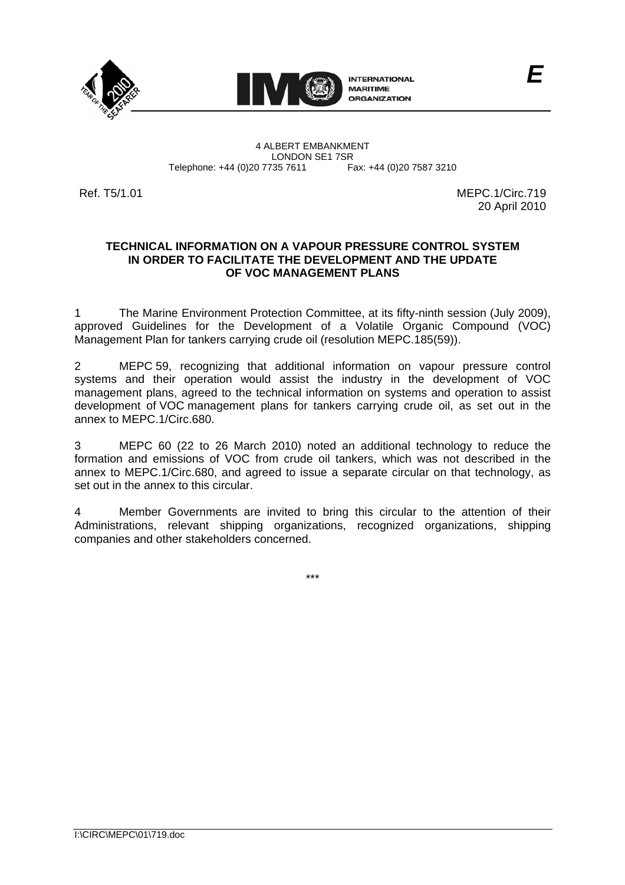**E**

INTERNATIONAL MARITIME ORGANIZATION

4 ALBERT EMBANKMENT
LONDON SE1 7SR
Telephone: +44 (0)20 7735 7611 Fax: +44 (0)20 7587 3210

Ref. T5/1.01

MEPC.1/Circ.719
20 April 2010

**TECHNICAL INFORMATION ON A VAPOUR PRESSURE CONTROL SYSTEM IN ORDER TO FACILITATE THE DEVELOPMENT AND THE UPDATE OF VOC MANAGEMENT PLANS**

1 The Marine Environment Protection Committee, at its fifty-ninth session (July 2009), approved Guidelines for the Development of a Volatile Organic Compound (VOC) Management Plan for tankers carrying crude oil (resolution MEPC.185(59)).

2 MEPC 59, recognizing that additional information on vapour pressure control systems and their operation would assist the industry in the development of VOC management plans, agreed to the technical information on systems and operation to assist development of VOC management plans for tankers carrying crude oil, as set out in the annex to MEPC.1/Circ.680.

3 MEPC 60 (22 to 26 March 2010) noted an additional technology to reduce the formation and emissions of VOC from crude oil tankers, which was not described in the annex to MEPC.1/Circ.680, and agreed to issue a separate circular on that technology, as set out in the annex to this circular.

4 Member Governments are invited to bring this circular to the attention of their Administrations, relevant shipping organizations, recognized organizations, shipping companies and other stakeholders concerned.

\*\*\*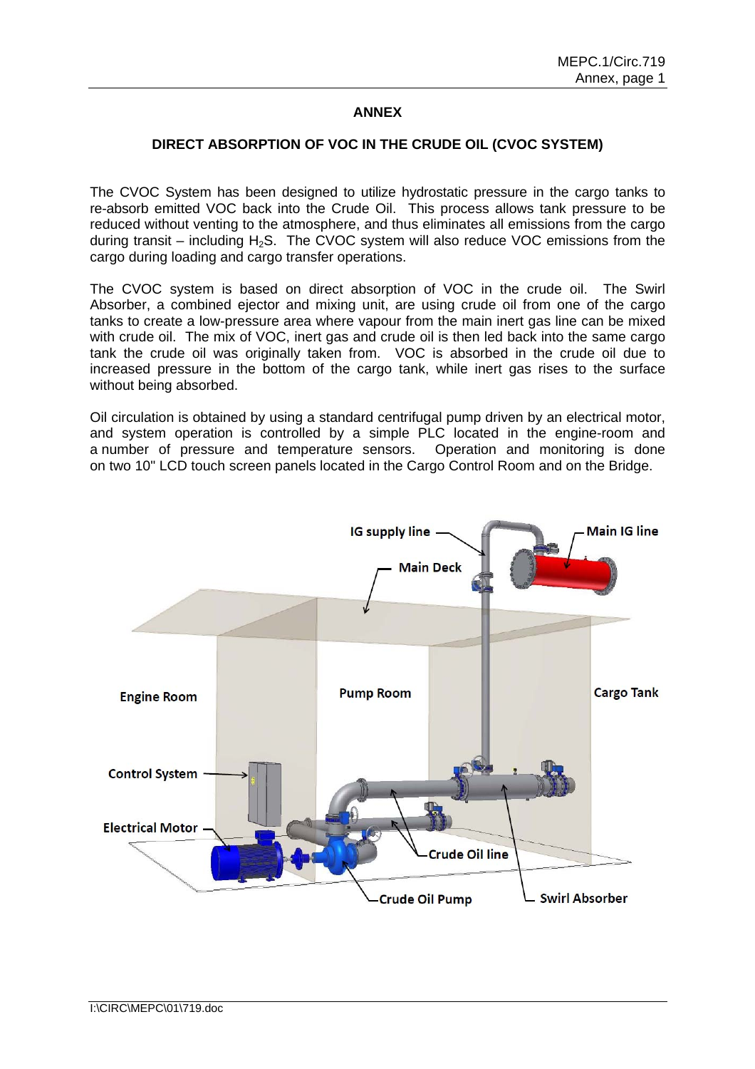# ANNEX

## DIRECT ABSORPTION OF VOC IN THE CRUDE OIL (CVOC SYSTEM)

The CVOC System has been designed to utilize hydrostatic pressure in the cargo tanks to re-absorb emitted VOC back into the Crude Oil. This process allows tank pressure to be reduced without venting to the atmosphere, and thus eliminates all emissions from the cargo during transit – including $H_2S$. The CVOC system will also reduce VOC emissions from the cargo during loading and cargo transfer operations.

The CVOC system is based on direct absorption of VOC in the crude oil. The Swirl Absorber, a combined ejector and mixing unit, are using crude oil from one of the cargo tanks to create a low-pressure area where vapour from the main inert gas line can be mixed with crude oil. The mix of VOC, inert gas and crude oil is then led back into the same cargo tank the crude oil was originally taken from. VOC is absorbed in the crude oil due to increased pressure in the bottom of the cargo tank, while inert gas rises to the surface without being absorbed.

Oil circulation is obtained by using a standard centrifugal pump driven by an electrical motor, and system operation is controlled by a simple PLC located in the engine-room and a number of pressure and temperature sensors. Operation and monitoring is done on two 10" LCD touch screen panels located in the Cargo Control Room and on the Bridge.

IG supply line — Main IG line — Main Deck — Engine Room — Pump Room — Cargo Tank — Control System — Electrical Motor — Crude Oil line — Crude Oil Pump — Swirl Absorber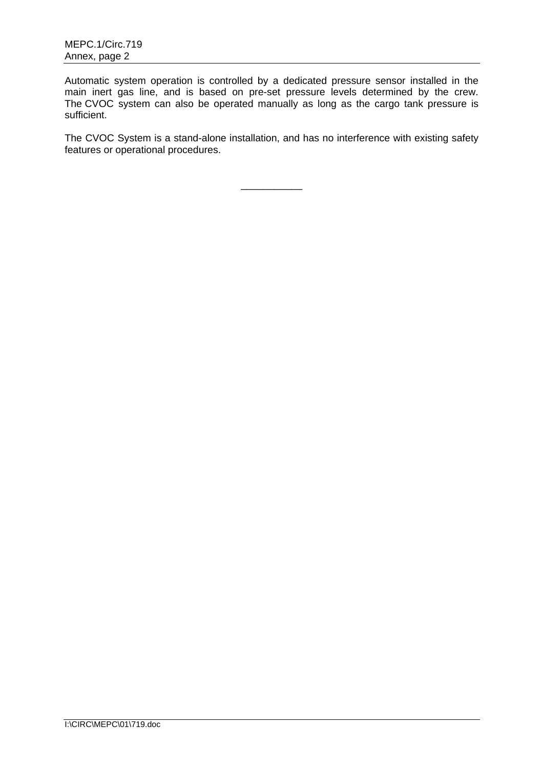Automatic system operation is controlled by a dedicated pressure sensor installed in the main inert gas line, and is based on pre-set pressure levels determined by the crew. The CVOC system can also be operated manually as long as the cargo tank pressure is sufficient.

The CVOC System is a stand-alone installation, and has no interference with existing safety features or operational procedures.

___________